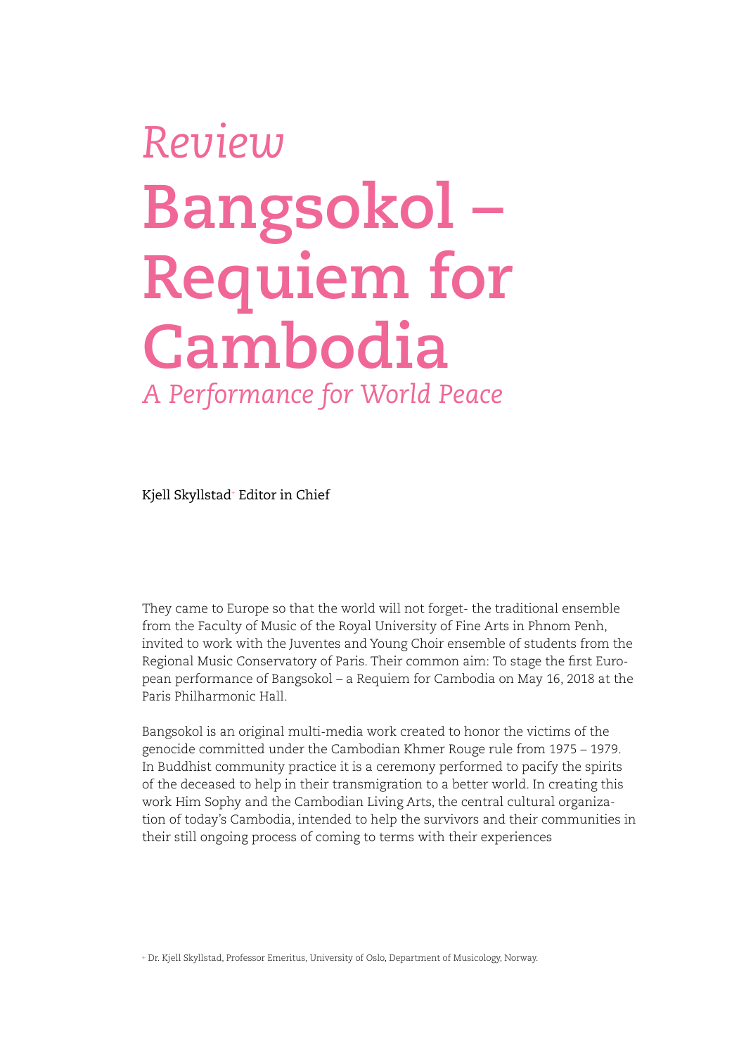*Review*

# Bangsokol – Requiem for Cambodia

*A Performance for World Peace*

Kjell Skyllstad[+] Editor in Chief

They came to Europe so that the world will not forget- the traditional ensemble from the Faculty of Music of the Royal University of Fine Arts in Phnom Penh, invited to work with the Juventes and Young Choir ensemble of students from the Regional Music Conservatory of Paris. Their common aim: To stage the first European performance of Bangsokol – a Requiem for Cambodia on May 16, 2018 at the Paris Philharmonic Hall.

Bangsokol is an original multi-media work created to honor the victims of the genocide committed under the Cambodian Khmer Rouge rule from 1975 – 1979. In Buddhist community practice it is a ceremony performed to pacify the spirits of the deceased to help in their transmigration to a better world. In creating this work Him Sophy and the Cambodian Living Arts, the central cultural organization of today's Cambodia, intended to help the survivors and their communities in their still ongoing process of coming to terms with their experiences

[+] Dr. Kjell Skyllstad, Professor Emeritus, University of Oslo, Department of Musicology, Norway.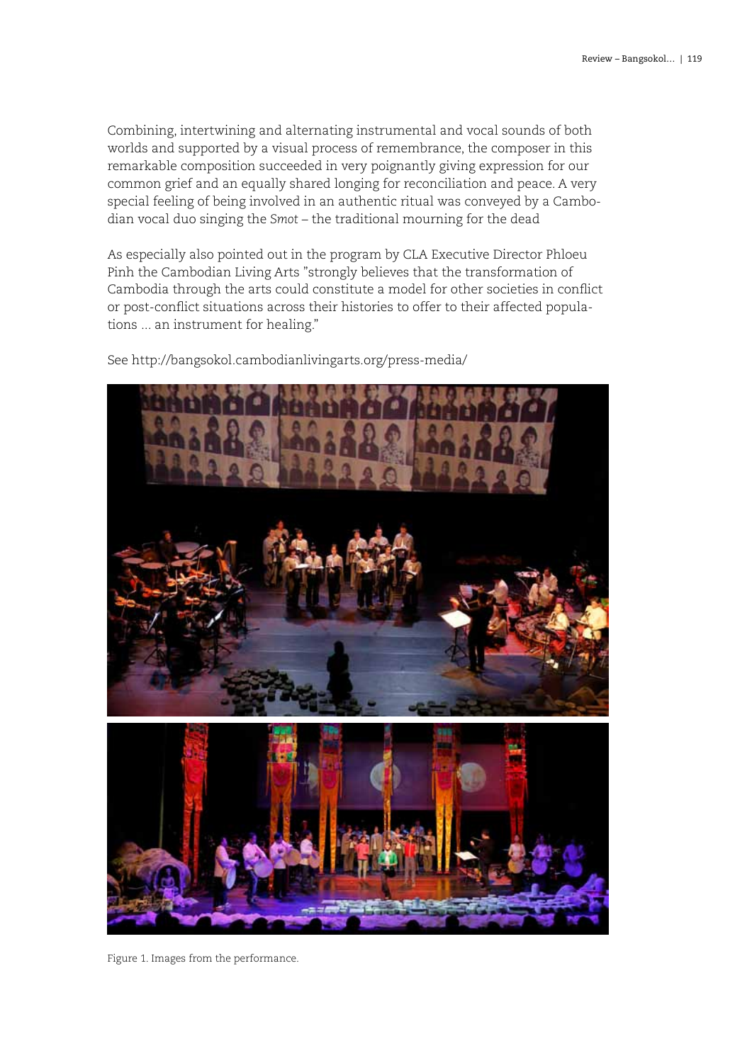Combining, intertwining and alternating instrumental and vocal sounds of both worlds and supported by a visual process of remembrance, the composer in this remarkable composition succeeded in very poignantly giving expression for our common grief and an equally shared longing for reconciliation and peace. A very special feeling of being involved in an authentic ritual was conveyed by a Cambodian vocal duo singing the *Smot* – the traditional mourning for the dead

As especially also pointed out in the program by CLA Executive Director Phloeu Pinh the Cambodian Living Arts "strongly believes that the transformation of Cambodia through the arts could constitute a model for other societies in conflict or post-conflict situations across their histories to offer to their affected populations ... an instrument for healing."

See http://bangsokol.cambodianlivingarts.org/press-media/

Figure 1. Images from the performance.